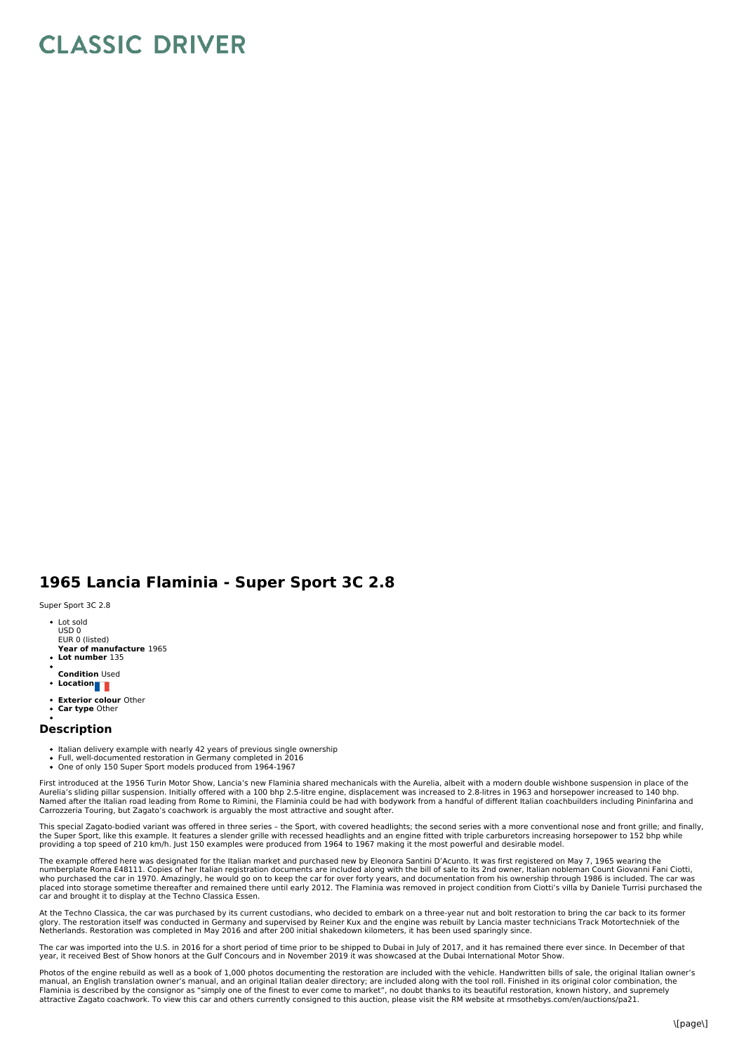# CLASSIC DRIVER

## 1965 Lancia Flaminia - Super Sport 3C 2.8

Super Sport 3C 2.8

- Lot sold
  USD 0
  EUR 0 (listed)
  **Year of manufacture** 1965
- **Lot number** 135
- 
  **Condition** Used
- **Location**
- **Exterior colour** Other
- **Car type** Other
- 

### Description

- Italian delivery example with nearly 42 years of previous single ownership
- Full, well-documented restoration in Germany completed in 2016
- One of only 150 Super Sport models produced from 1964-1967

First introduced at the 1956 Turin Motor Show, Lancia's new Flaminia shared mechanicals with the Aurelia, albeit with a modern double wishbone suspension in place of the Aurelia's sliding pillar suspension. Initially offered with a 100 bhp 2.5-litre engine, displacement was increased to 2.8-litres in 1963 and horsepower increased to 140 bhp. Named after the Italian road leading from Rome to Rimini, the Flaminia could be had with bodywork from a handful of different Italian coachbuilders including Pininfarina and Carrozzeria Touring, but Zagato's coachwork is arguably the most attractive and sought after.

This special Zagato-bodied variant was offered in three series – the Sport, with covered headlights; the second series with a more conventional nose and front grille; and finally, the Super Sport, like this example. It features a slender grille with recessed headlights and an engine fitted with triple carburetors increasing horsepower to 152 bhp while providing a top speed of 210 km/h. Just 150 examples were produced from 1964 to 1967 making it the most powerful and desirable model.

The example offered here was designated for the Italian market and purchased new by Eleonora Santini D'Acunto. It was first registered on May 7, 1965 wearing the numberplate Roma E48111. Copies of her Italian registration documents are included along with the bill of sale to its 2nd owner, Italian nobleman Count Giovanni Fani Ciotti, who purchased the car in 1970. Amazingly, he would go on to keep the car for over forty years, and documentation from his ownership through 1986 is included. The car was placed into storage sometime thereafter and remained there until early 2012. The Flaminia was removed in project condition from Ciotti's villa by Daniele Turrisi purchased the car and brought it to display at the Techno Classica Essen.

At the Techno Classica, the car was purchased by its current custodians, who decided to embark on a three-year nut and bolt restoration to bring the car back to its former glory. The restoration itself was conducted in Germany and supervised by Reiner Kux and the engine was rebuilt by Lancia master technicians Track Motortechniek of the Netherlands. Restoration was completed in May 2016 and after 200 initial shakedown kilometers, it has been used sparingly since.

The car was imported into the U.S. in 2016 for a short period of time prior to be shipped to Dubai in July of 2017, and it has remained there ever since. In December of that year, it received Best of Show honors at the Gulf Concours and in November 2019 it was showcased at the Dubai International Motor Show.

Photos of the engine rebuild as well as a book of 1,000 photos documenting the restoration are included with the vehicle. Handwritten bills of sale, the original Italian owner's manual, an English translation owner's manual, and an original Italian dealer directory; are included along with the tool roll. Finished in its original color combination, the Flaminia is described by the consignor as "simply one of the finest to ever come to market", no doubt thanks to its beautiful restoration, known history, and supremely attractive Zagato coachwork. To view this car and others currently consigned to this auction, please visit the RM website at rmsothebys.com/en/auctions/pa21.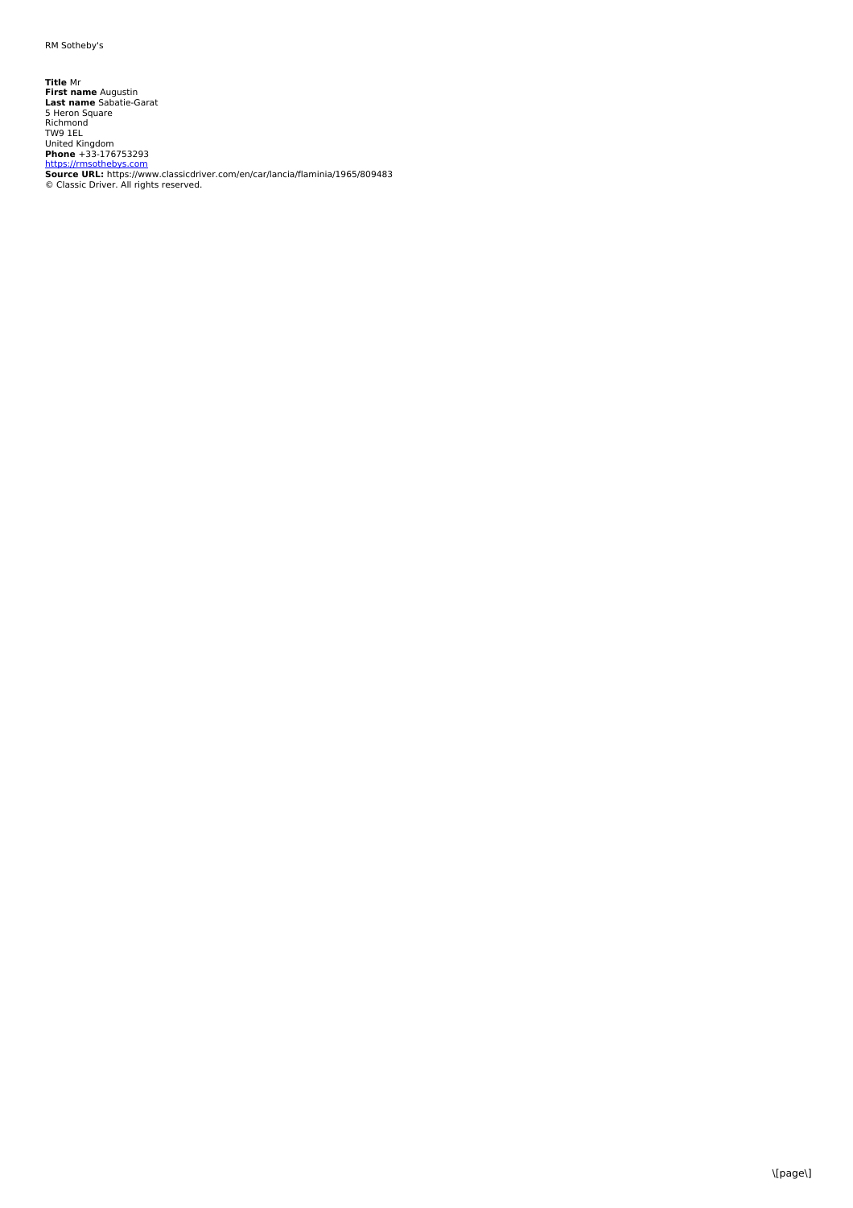RM Sotheby's

**Title** Mr
**First name** Augustin
**Last name** Sabatie-Garat
5 Heron Square
Richmond
TW9 1EL
United Kingdom
**Phone** +33-176753293
https://rmsothebys.com
**Source URL:** https://www.classicdriver.com/en/car/lancia/flaminia/1965/809483
© Classic Driver. All rights reserved.